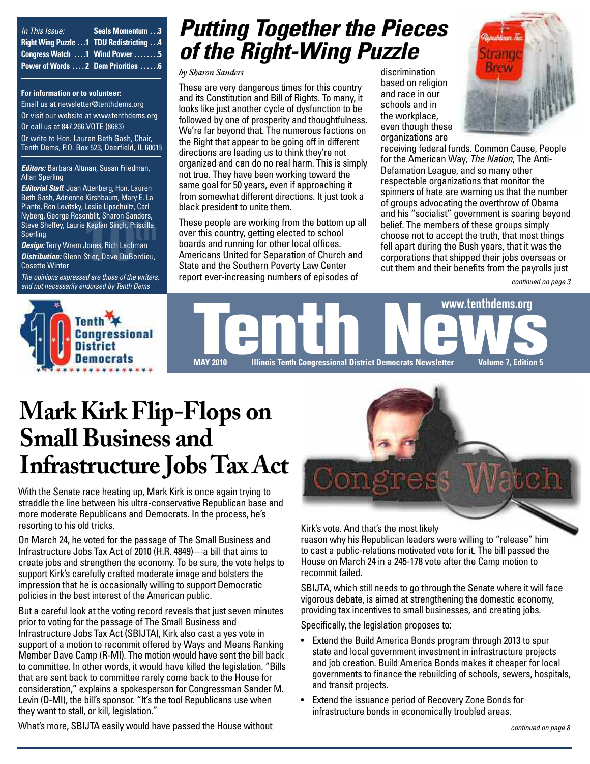*In This Issue:*

- **Right Wing Puzzle . . . 1**
- **Congress Watch . . . . 1**
- **Power of Words . . . . 2**
- **Seals Momentum . . . 3**
- **TDU Redistricting . . . 4**
- **Wind Power . . . . . . . . 5**
- **Dem Priorities . . . . . . 6**

**For information or to volunteer:**

Email us at newsletter@tenthdems.org

Or visit our website at www.tenthdems.org

Or call us at 847.266.VOTE (8683)

Or write to Hon. Lauren Beth Gash, Chair, Tenth Dems, P.O. Box 523, Deerfield, IL 60015

***Editors:*** Barbara Altman, Susan Friedman, Allan Sperling

***Editorial Staff:*** Joan Attenberg, Hon. Lauren Beth Gash, Adrienne Kirshbaum, Mary E. La Plante, Ron Levitsky, Leslie Lipschultz, Carl Nyberg, George Rosenblit, Sharon Sanders, Steve Sheffey, Laurie Kaplan Singh, Priscilla Sperling

***Design:*** Terry Wrem Jones, Rich Lachman

***Distribution:*** Glenn Stier, Dave DuBordieu, Cosette Winter

*The opinions expressed are those of the writers, and not necessarily endorsed by Tenth Dems*

# Putting Together the Pieces of the Right-Wing Puzzle

*by Sharon Sanders*

These are very dangerous times for this country and its Constitution and Bill of Rights. To many, it looks like just another cycle of dysfunction to be followed by one of prosperity and thoughtfulness. We're far beyond that. The numerous factions on the Right that appear to be going off in different directions are leading us to think they're not organized and can do no real harm. This is simply not true. They have been working toward the same goal for 50 years, even if approaching it from somewhat different directions. It just took a black president to unite them.

These people are working from the bottom up all over this country, getting elected to school boards and running for other local offices. Americans United for Separation of Church and State and the Southern Poverty Law Center report ever-increasing numbers of episodes of discrimination based on religion and race in our schools and in the workplace, even though these organizations are receiving federal funds. Common Cause, People for the American Way, *The Nation*, The Anti-Defamation League, and so many other respectable organizations that monitor the spinners of hate are warning us that the number of groups advocating the overthrow of Obama and his "socialist" government is soaring beyond belief. The members of these groups simply choose not to accept the truth, that most things fell apart during the Bush years, that it was the corporations that shipped their jobs overseas or cut them and their benefits from the payrolls just

*continued on page 3*

Tenth Congressional District Democrats

www.tenthdems.org

# Tenth News

MAY 2010 — Illinois Tenth Congressional District Democrats Newsletter — Volume 7, Edition 5

# Mark Kirk Flip-Flops on Small Business and Infrastructure Jobs Tax Act

With the Senate race heating up, Mark Kirk is once again trying to straddle the line between his ultra-conservative Republican base and more moderate Republicans and Democrats. In the process, he's resorting to his old tricks.

On March 24, he voted for the passage of The Small Business and Infrastructure Jobs Tax Act of 2010 (H.R. 4849)—a bill that aims to create jobs and strengthen the economy. To be sure, the vote helps to support Kirk's carefully crafted moderate image and bolsters the impression that he is occasionally willing to support Democratic policies in the best interest of the American public.

But a careful look at the voting record reveals that just seven minutes prior to voting for the passage of The Small Business and Infrastructure Jobs Tax Act (SBIJTA), Kirk also cast a yes vote in support of a motion to recommit offered by Ways and Means Ranking Member Dave Camp (R-MI). The motion would have sent the bill back to committee. In other words, it would have killed the legislation. "Bills that are sent back to committee rarely come back to the House for consideration," explains a spokesperson for Congressman Sander M. Levin (D-MI), the bill's sponsor. "It's the tool Republicans use when they want to stall, or kill, legislation."

What's more, SBIJTA easily would have passed the House without Kirk's vote. And that's the most likely reason why his Republican leaders were willing to "release" him to cast a public-relations motivated vote for it. The bill passed the House on March 24 in a 245-178 vote after the Camp motion to recommit failed.

SBIJTA, which still needs to go through the Senate where it will face vigorous debate, is aimed at strengthening the domestic economy, providing tax incentives to small businesses, and creating jobs.

Specifically, the legislation proposes to:

- Extend the Build America Bonds program through 2013 to spur state and local government investment in infrastructure projects and job creation. Build America Bonds makes it cheaper for local governments to finance the rebuilding of schools, sewers, hospitals, and transit projects.
- Extend the issuance period of Recovery Zone Bonds for infrastructure bonds in economically troubled areas.

*continued on page 8*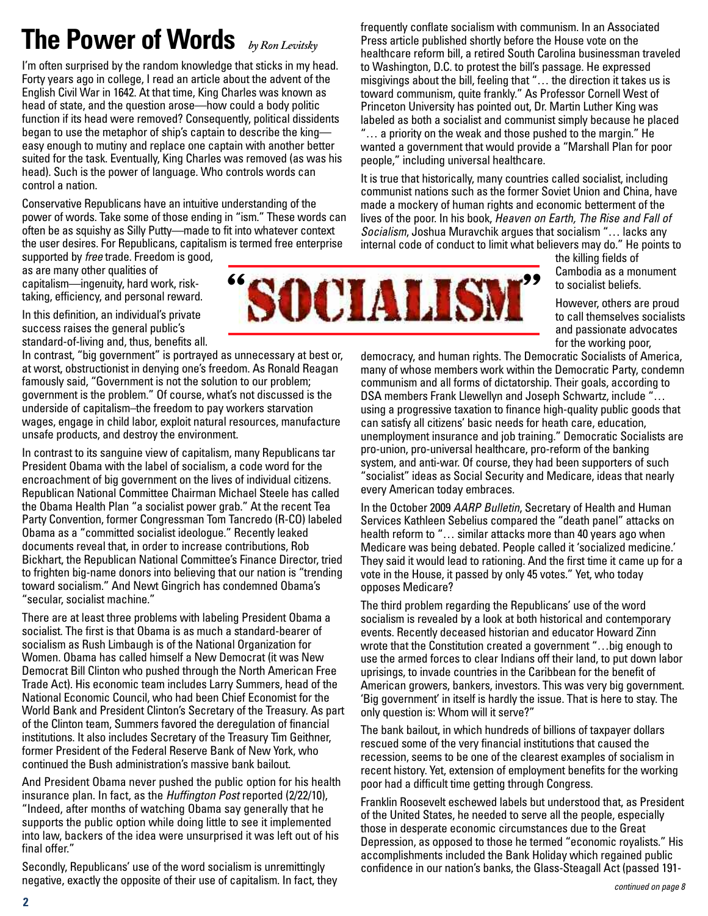# The Power of Words *by Ron Levitsky*

I'm often surprised by the random knowledge that sticks in my head. Forty years ago in college, I read an article about the advent of the English Civil War in 1642. At that time, King Charles was known as head of state, and the question arose—how could a body politic function if its head were removed? Consequently, political dissidents began to use the metaphor of ship's captain to describe the king—easy enough to mutiny and replace one captain with another better suited for the task. Eventually, King Charles was removed (as was his head). Such is the power of language. Who controls words can control a nation.

Conservative Republicans have an intuitive understanding of the power of words. Take some of those ending in "ism." These words can often be as squishy as Silly Putty—made to fit into whatever context the user desires. For Republicans, capitalism is termed free enterprise supported by *free* trade. Freedom is good, as are many other qualities of capitalism—ingenuity, hard work, risk-taking, efficiency, and personal reward.

"SOCIALISM"

In this definition, an individual's private success raises the general public's standard-of-living and, thus, benefits all. In contrast, "big government" is portrayed as unnecessary at best or, at worst, obstructionist in denying one's freedom. As Ronald Reagan famously said, "Government is not the solution to our problem; government is the problem." Of course, what's not discussed is the underside of capitalism–the freedom to pay workers starvation wages, engage in child labor, exploit natural resources, manufacture unsafe products, and destroy the environment.

In contrast to its sanguine view of capitalism, many Republicans tar President Obama with the label of socialism, a code word for the encroachment of big government on the lives of individual citizens. Republican National Committee Chairman Michael Steele has called the Obama Health Plan "a socialist power grab." At the recent Tea Party Convention, former Congressman Tom Tancredo (R-CO) labeled Obama as a "committed socialist ideologue." Recently leaked documents reveal that, in order to increase contributions, Rob Bickhart, the Republican National Committee's Finance Director, tried to frighten big-name donors into believing that our nation is "trending toward socialism." And Newt Gingrich has condemned Obama's "secular, socialist machine."

There are at least three problems with labeling President Obama a socialist. The first is that Obama is as much a standard-bearer of socialism as Rush Limbaugh is of the National Organization for Women. Obama has called himself a New Democrat (it was New Democrat Bill Clinton who pushed through the North American Free Trade Act). His economic team includes Larry Summers, head of the National Economic Council, who had been Chief Economist for the World Bank and President Clinton's Secretary of the Treasury. As part of the Clinton team, Summers favored the deregulation of financial institutions. It also includes Secretary of the Treasury Tim Geithner, former President of the Federal Reserve Bank of New York, who continued the Bush administration's massive bank bailout.

And President Obama never pushed the public option for his health insurance plan. In fact, as the *Huffington Post* reported (2/22/10), "Indeed, after months of watching Obama say generally that he supports the public option while doing little to see it implemented into law, backers of the idea were unsurprised it was left out of his final offer."

Secondly, Republicans' use of the word socialism is unremittingly negative, exactly the opposite of their use of capitalism. In fact, they frequently conflate socialism with communism. In an Associated Press article published shortly before the House vote on the healthcare reform bill, a retired South Carolina businessman traveled to Washington, D.C. to protest the bill's passage. He expressed misgivings about the bill, feeling that "… the direction it takes us is toward communism, quite frankly." As Professor Cornell West of Princeton University has pointed out, Dr. Martin Luther King was labeled as both a socialist and communist simply because he placed "… a priority on the weak and those pushed to the margin." He wanted a government that would provide a "Marshall Plan for poor people," including universal healthcare.

It is true that historically, many countries called socialist, including communist nations such as the former Soviet Union and China, have made a mockery of human rights and economic betterment of the lives of the poor. In his book, *Heaven on Earth, The Rise and Fall of Socialism*, Joshua Muravchik argues that socialism "… lacks any internal code of conduct to limit what believers may do." He points to the killing fields of Cambodia as a monument to socialist beliefs.

However, others are proud to call themselves socialists and passionate advocates for the working poor, democracy, and human rights. The Democratic Socialists of America, many of whose members work within the Democratic Party, condemn communism and all forms of dictatorship. Their goals, according to DSA members Frank Llewellyn and Joseph Schwartz, include "… using a progressive taxation to finance high-quality public goods that can satisfy all citizens' basic needs for heath care, education, unemployment insurance and job training." Democratic Socialists are pro-union, pro-universal healthcare, pro-reform of the banking system, and anti-war. Of course, they had been supporters of such "socialist" ideas as Social Security and Medicare, ideas that nearly every American today embraces.

In the October 2009 *AARP Bulletin*, Secretary of Health and Human Services Kathleen Sebelius compared the "death panel" attacks on health reform to "… similar attacks more than 40 years ago when Medicare was being debated. People called it 'socialized medicine.' They said it would lead to rationing. And the first time it came up for a vote in the House, it passed by only 45 votes." Yet, who today opposes Medicare?

The third problem regarding the Republicans' use of the word socialism is revealed by a look at both historical and contemporary events. Recently deceased historian and educator Howard Zinn wrote that the Constitution created a government "…big enough to use the armed forces to clear Indians off their land, to put down labor uprisings, to invade countries in the Caribbean for the benefit of American growers, bankers, investors. This was very big government. 'Big government' in itself is hardly the issue. That is here to stay. The only question is: Whom will it serve?"

The bank bailout, in which hundreds of billions of taxpayer dollars rescued some of the very financial institutions that caused the recession, seems to be one of the clearest examples of socialism in recent history. Yet, extension of employment benefits for the working poor had a difficult time getting through Congress.

Franklin Roosevelt eschewed labels but understood that, as President of the United States, he needed to serve all the people, especially those in desperate economic circumstances due to the Great Depression, as opposed to those he termed "economic royalists." His accomplishments included the Bank Holiday which regained public confidence in our nation's banks, the Glass-Steagall Act (passed 191-

*continued on page 8*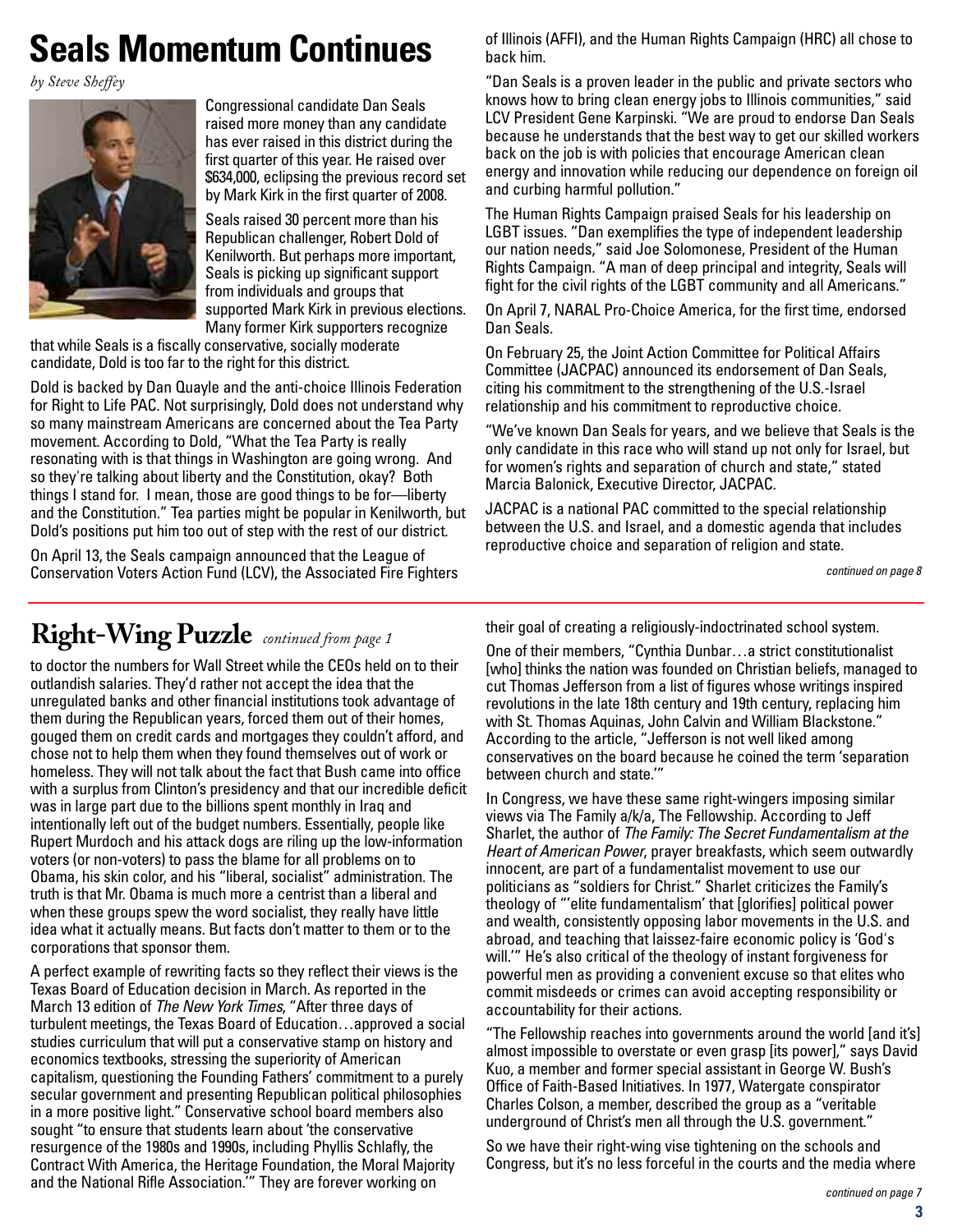# Seals Momentum Continues

*by Steve Sheffey*

Congressional candidate Dan Seals raised more money than any candidate has ever raised in this district during the first quarter of this year. He raised over $634,000, eclipsing the previous record set by Mark Kirk in the first quarter of 2008.

Seals raised 30 percent more than his Republican challenger, Robert Dold of Kenilworth. But perhaps more important, Seals is picking up significant support from individuals and groups that supported Mark Kirk in previous elections. Many former Kirk supporters recognize that while Seals is a fiscally conservative, socially moderate candidate, Dold is too far to the right for this district.

Dold is backed by Dan Quayle and the anti-choice Illinois Federation for Right to Life PAC. Not surprisingly, Dold does not understand why so many mainstream Americans are concerned about the Tea Party movement. According to Dold, "What the Tea Party is really resonating with is that things in Washington are going wrong. And so they're talking about liberty and the Constitution, okay? Both things I stand for. I mean, those are good things to be for—liberty and the Constitution." Tea parties might be popular in Kenilworth, but Dold's positions put him too out of step with the rest of our district.

On April 13, the Seals campaign announced that the League of Conservation Voters Action Fund (LCV), the Associated Fire Fighters of Illinois (AFFI), and the Human Rights Campaign (HRC) all chose to back him.

"Dan Seals is a proven leader in the public and private sectors who knows how to bring clean energy jobs to Illinois communities," said LCV President Gene Karpinski. "We are proud to endorse Dan Seals because he understands that the best way to get our skilled workers back on the job is with policies that encourage American clean energy and innovation while reducing our dependence on foreign oil and curbing harmful pollution."

The Human Rights Campaign praised Seals for his leadership on LGBT issues. "Dan exemplifies the type of independent leadership our nation needs," said Joe Solomonese, President of the Human Rights Campaign. "A man of deep principal and integrity, Seals will fight for the civil rights of the LGBT community and all Americans."

On April 7, NARAL Pro-Choice America, for the first time, endorsed Dan Seals.

On February 25, the Joint Action Committee for Political Affairs Committee (JACPAC) announced its endorsement of Dan Seals, citing his commitment to the strengthening of the U.S.-Israel relationship and his commitment to reproductive choice.

"We've known Dan Seals for years, and we believe that Seals is the only candidate in this race who will stand up not only for Israel, but for women's rights and separation of church and state," stated Marcia Balonick, Executive Director, JACPAC.

JACPAC is a national PAC committed to the special relationship between the U.S. and Israel, and a domestic agenda that includes reproductive choice and separation of religion and state.

*continued on page 8*

# Right-Wing Puzzle *continued from page 1*

to doctor the numbers for Wall Street while the CEOs held on to their outlandish salaries. They'd rather not accept the idea that the unregulated banks and other financial institutions took advantage of them during the Republican years, forced them out of their homes, gouged them on credit cards and mortgages they couldn't afford, and chose not to help them when they found themselves out of work or homeless. They will not talk about the fact that Bush came into office with a surplus from Clinton's presidency and that our incredible deficit was in large part due to the billions spent monthly in Iraq and intentionally left out of the budget numbers. Essentially, people like Rupert Murdoch and his attack dogs are riling up the low-information voters (or non-voters) to pass the blame for all problems on to Obama, his skin color, and his "liberal, socialist" administration. The truth is that Mr. Obama is much more a centrist than a liberal and when these groups spew the word socialist, they really have little idea what it actually means. But facts don't matter to them or to the corporations that sponsor them.

A perfect example of rewriting facts so they reflect their views is the Texas Board of Education decision in March. As reported in the March 13 edition of *The New York Times*, "After three days of turbulent meetings, the Texas Board of Education…approved a social studies curriculum that will put a conservative stamp on history and economics textbooks, stressing the superiority of American capitalism, questioning the Founding Fathers' commitment to a purely secular government and presenting Republican political philosophies in a more positive light." Conservative school board members also sought "to ensure that students learn about 'the conservative resurgence of the 1980s and 1990s, including Phyllis Schlafly, the Contract With America, the Heritage Foundation, the Moral Majority and the National Rifle Association.'" They are forever working on their goal of creating a religiously-indoctrinated school system.

One of their members, "Cynthia Dunbar…a strict constitutionalist [who] thinks the nation was founded on Christian beliefs, managed to cut Thomas Jefferson from a list of figures whose writings inspired revolutions in the late 18th century and 19th century, replacing him with St. Thomas Aquinas, John Calvin and William Blackstone." According to the article, "Jefferson is not well liked among conservatives on the board because he coined the term 'separation between church and state.'"

In Congress, we have these same right-wingers imposing similar views via The Family a/k/a, The Fellowship. According to Jeff Sharlet, the author of *The Family: The Secret Fundamentalism at the Heart of American Power*, prayer breakfasts, which seem outwardly innocent, are part of a fundamentalist movement to use our politicians as "soldiers for Christ." Sharlet criticizes the Family's theology of "'elite fundamentalism' that [glorifies] political power and wealth, consistently opposing labor movements in the U.S. and abroad, and teaching that laissez-faire economic policy is 'God's will.'" He's also critical of the theology of instant forgiveness for powerful men as providing a convenient excuse so that elites who commit misdeeds or crimes can avoid accepting responsibility or accountability for their actions.

"The Fellowship reaches into governments around the world [and it's] almost impossible to overstate or even grasp [its power]," says David Kuo, a member and former special assistant in George W. Bush's Office of Faith-Based Initiatives. In 1977, Watergate conspirator Charles Colson, a member, described the group as a "veritable underground of Christ's men all through the U.S. government."

So we have their right-wing vise tightening on the schools and Congress, but it's no less forceful in the courts and the media where

*continued on page 7*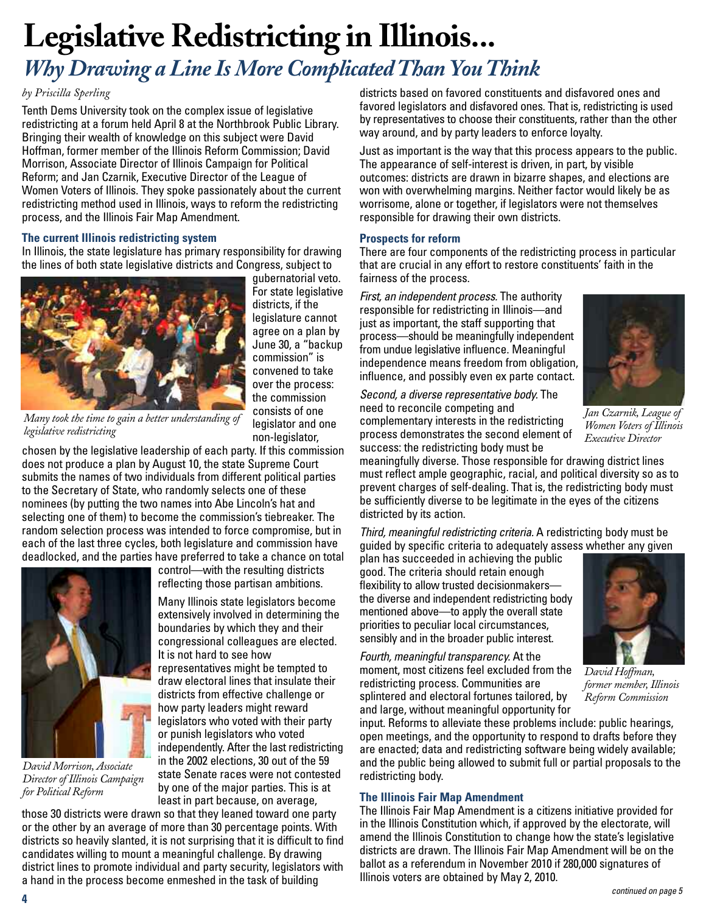# Legislative Redistricting in Illinois...

## *Why Drawing a Line Is More Complicated Than You Think*

*by Priscilla Sperling*

Tenth Dems University took on the complex issue of legislative redistricting at a forum held April 8 at the Northbrook Public Library. Bringing their wealth of knowledge on this subject were David Hoffman, former member of the Illinois Reform Commission; David Morrison, Associate Director of Illinois Campaign for Political Reform; and Jan Czarnik, Executive Director of the League of Women Voters of Illinois. They spoke passionately about the current redistricting method used in Illinois, ways to reform the redistricting process, and the Illinois Fair Map Amendment.

### The current Illinois redistricting system

In Illinois, the state legislature has primary responsibility for drawing the lines of both state legislative districts and Congress, subject to gubernatorial veto. For state legislative districts, if the legislature cannot agree on a plan by June 30, a "backup commission" is convened to take over the process: the commission consists of one legislator and one non-legislator, chosen by the legislative leadership of each party. If this commission does not produce a plan by August 10, the state Supreme Court submits the names of two individuals from different political parties to the Secretary of State, who randomly selects one of these nominees (by putting the two names into Abe Lincoln's hat and selecting one of them) to become the commission's tiebreaker. The random selection process was intended to force compromise, but in each of the last three cycles, both legislature and commission have deadlocked, and the parties have preferred to take a chance on total control—with the resulting districts reflecting those partisan ambitions.

*Many took the time to gain a better understanding of legislative redistricting*

Many Illinois state legislators become extensively involved in determining the boundaries by which they and their congressional colleagues are elected. It is not hard to see how representatives might be tempted to draw electoral lines that insulate their districts from effective challenge or how party leaders might reward legislators who voted with their party or punish legislators who voted independently. After the last redistricting in the 2002 elections, 30 out of the 59 state Senate races were not contested by one of the major parties. This is at least in part because, on average, those 30 districts were drawn so that they leaned toward one party or the other by an average of more than 30 percentage points. With districts so heavily slanted, it is not surprising that it is difficult to find candidates willing to mount a meaningful challenge. By drawing district lines to promote individual and party security, legislators with a hand in the process become enmeshed in the task of building districts based on favored constituents and disfavored ones and favored legislators and disfavored ones. That is, redistricting is used by representatives to choose their constituents, rather than the other way around, and by party leaders to enforce loyalty.

*David Morrison, Associate Director of Illinois Campaign for Political Reform*

Just as important is the way that this process appears to the public. The appearance of self-interest is driven, in part, by visible outcomes: districts are drawn in bizarre shapes, and elections are won with overwhelming margins. Neither factor would likely be as worrisome, alone or together, if legislators were not themselves responsible for drawing their own districts.

### Prospects for reform

There are four components of the redistricting process in particular that are crucial in any effort to restore constituents' faith in the fairness of the process.

*First, an independent process.* The authority responsible for redistricting in Illinois—and just as important, the staff supporting that process—should be meaningfully independent from undue legislative influence. Meaningful independence means freedom from obligation, influence, and possibly even ex parte contact.

*Second, a diverse representative body.* The need to reconcile competing and complementary interests in the redistricting process demonstrates the second element of success: the redistricting body must be meaningfully diverse. Those responsible for drawing district lines must reflect ample geographic, racial, and political diversity so as to prevent charges of self-dealing. That is, the redistricting body must be sufficiently diverse to be legitimate in the eyes of the citizens districted by its action.

*Jan Czarnik, League of Women Voters of Illinois Executive Director*

*Third, meaningful redistricting criteria.* A redistricting body must be guided by specific criteria to adequately assess whether any given plan has succeeded in achieving the public good. The criteria should retain enough flexibility to allow trusted decisionmakers—the diverse and independent redistricting body mentioned above—to apply the overall state priorities to peculiar local circumstances, sensibly and in the broader public interest.

*Fourth, meaningful transparency.* At the moment, most citizens feel excluded from the redistricting process. Communities are splintered and electoral fortunes tailored, by and large, without meaningful opportunity for input. Reforms to alleviate these problems include: public hearings, open meetings, and the opportunity to respond to drafts before they are enacted; data and redistricting software being widely available; and the public being allowed to submit full or partial proposals to the redistricting body.

*David Hoffman, former member, Illinois Reform Commission*

### The Illinois Fair Map Amendment

The Illinois Fair Map Amendment is a citizens initiative provided for in the Illinois Constitution which, if approved by the electorate, will amend the Illinois Constitution to change how the state's legislative districts are drawn. The Illinois Fair Map Amendment will be on the ballot as a referendum in November 2010 if 280,000 signatures of Illinois voters are obtained by May 2, 2010.

*continued on page 5*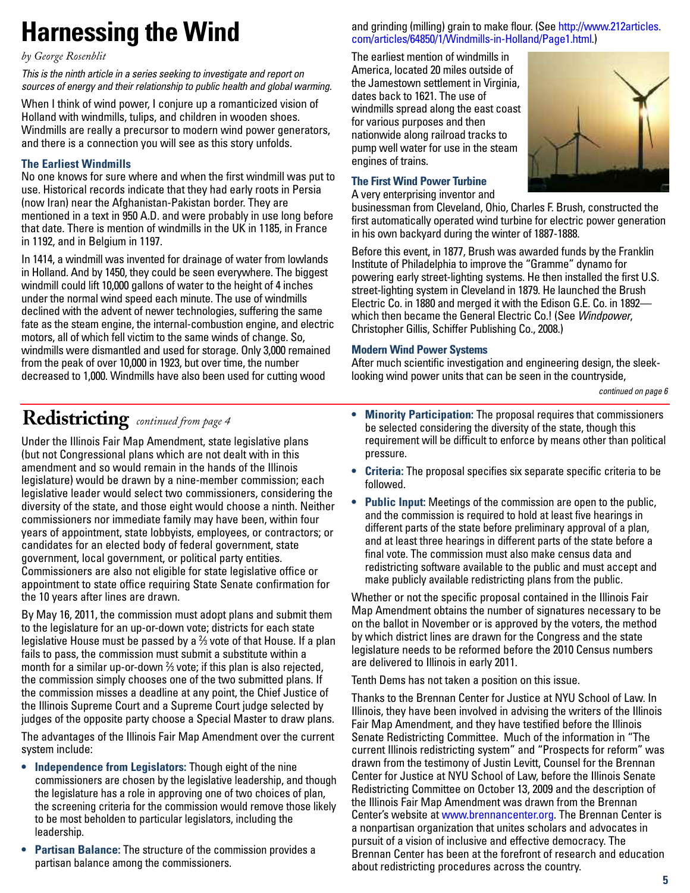# Harnessing the Wind

*by George Rosenblit*

*This is the ninth article in a series seeking to investigate and report on sources of energy and their relationship to public health and global warming.*

When I think of wind power, I conjure up a romanticized vision of Holland with windmills, tulips, and children in wooden shoes. Windmills are really a precursor to modern wind power generators, and there is a connection you will see as this story unfolds.

### The Earliest Windmills

No one knows for sure where and when the first windmill was put to use. Historical records indicate that they had early roots in Persia (now Iran) near the Afghanistan-Pakistan border. They are mentioned in a text in 950 A.D. and were probably in use long before that date. There is mention of windmills in the UK in 1185, in France in 1192, and in Belgium in 1197.

In 1414, a windmill was invented for drainage of water from lowlands in Holland. And by 1450, they could be seen everywhere. The biggest windmill could lift 10,000 gallons of water to the height of 4 inches under the normal wind speed each minute. The use of windmills declined with the advent of newer technologies, suffering the same fate as the steam engine, the internal-combustion engine, and electric motors, all of which fell victim to the same winds of change. So, windmills were dismantled and used for storage. Only 3,000 remained from the peak of over 10,000 in 1923, but over time, the number decreased to 1,000. Windmills have also been used for cutting wood and grinding (milling) grain to make flour. (See http://www.212articles.com/articles/64850/1/Windmills-in-Holland/Page1.html.)

The earliest mention of windmills in America, located 20 miles outside of the Jamestown settlement in Virginia, dates back to 1621. The use of windmills spread along the east coast for various purposes and then nationwide along railroad tracks to pump well water for use in the steam engines of trains.

### The First Wind Power Turbine

A very enterprising inventor and businessman from Cleveland, Ohio, Charles F. Brush, constructed the first automatically operated wind turbine for electric power generation in his own backyard during the winter of 1887-1888.

Before this event, in 1877, Brush was awarded funds by the Franklin Institute of Philadelphia to improve the "Gramme" dynamo for powering early street-lighting systems. He then installed the first U.S. street-lighting system in Cleveland in 1879. He launched the Brush Electric Co. in 1880 and merged it with the Edison G.E. Co. in 1892—which then became the General Electric Co.! (See *Windpower*, Christopher Gillis, Schiffer Publishing Co., 2008.)

### Modern Wind Power Systems

After much scientific investigation and engineering design, the sleek-looking wind power units that can be seen in the countryside,

*continued on page 6*

# Redistricting *continued from page 4*

Under the Illinois Fair Map Amendment, state legislative plans (but not Congressional plans which are not dealt with in this amendment and so would remain in the hands of the Illinois legislature) would be drawn by a nine-member commission; each legislative leader would select two commissioners, considering the diversity of the state, and those eight would choose a ninth. Neither commissioners nor immediate family may have been, within four years of appointment, state lobbyists, employees, or contractors; or candidates for an elected body of federal government, state government, local government, or political party entities. Commissioners are also not eligible for state legislative office or appointment to state office requiring State Senate confirmation for the 10 years after lines are drawn.

By May 16, 2011, the commission must adopt plans and submit them to the legislature for an up-or-down vote; districts for each state legislative House must be passed by a ⅔ vote of that House. If a plan fails to pass, the commission must submit a substitute within a month for a similar up-or-down ⅔ vote; if this plan is also rejected, the commission simply chooses one of the two submitted plans. If the commission misses a deadline at any point, the Chief Justice of the Illinois Supreme Court and a Supreme Court judge selected by judges of the opposite party choose a Special Master to draw plans.

The advantages of the Illinois Fair Map Amendment over the current system include:

- **Independence from Legislators:** Though eight of the nine commissioners are chosen by the legislative leadership, and though the legislature has a role in approving one of two choices of plan, the screening criteria for the commission would remove those likely to be most beholden to particular legislators, including the leadership.
- **Partisan Balance:** The structure of the commission provides a partisan balance among the commissioners.
- **Minority Participation:** The proposal requires that commissioners be selected considering the diversity of the state, though this requirement will be difficult to enforce by means other than political pressure.
- **Criteria:** The proposal specifies six separate specific criteria to be followed.
- **Public Input:** Meetings of the commission are open to the public, and the commission is required to hold at least five hearings in different parts of the state before preliminary approval of a plan, and at least three hearings in different parts of the state before a final vote. The commission must also make census data and redistricting software available to the public and must accept and make publicly available redistricting plans from the public.

Whether or not the specific proposal contained in the Illinois Fair Map Amendment obtains the number of signatures necessary to be on the ballot in November or is approved by the voters, the method by which district lines are drawn for the Congress and the state legislature needs to be reformed before the 2010 Census numbers are delivered to Illinois in early 2011.

Tenth Dems has not taken a position on this issue.

Thanks to the Brennan Center for Justice at NYU School of Law. In Illinois, they have been involved in advising the writers of the Illinois Fair Map Amendment, and they have testified before the Illinois Senate Redistricting Committee. Much of the information in "The current Illinois redistricting system" and "Prospects for reform" was drawn from the testimony of Justin Levitt, Counsel for the Brennan Center for Justice at NYU School of Law, before the Illinois Senate Redistricting Committee on October 13, 2009 and the description of the Illinois Fair Map Amendment was drawn from the Brennan Center's website at www.brennancenter.org. The Brennan Center is a nonpartisan organization that unites scholars and advocates in pursuit of a vision of inclusive and effective democracy. The Brennan Center has been at the forefront of research and education about redistricting procedures across the country.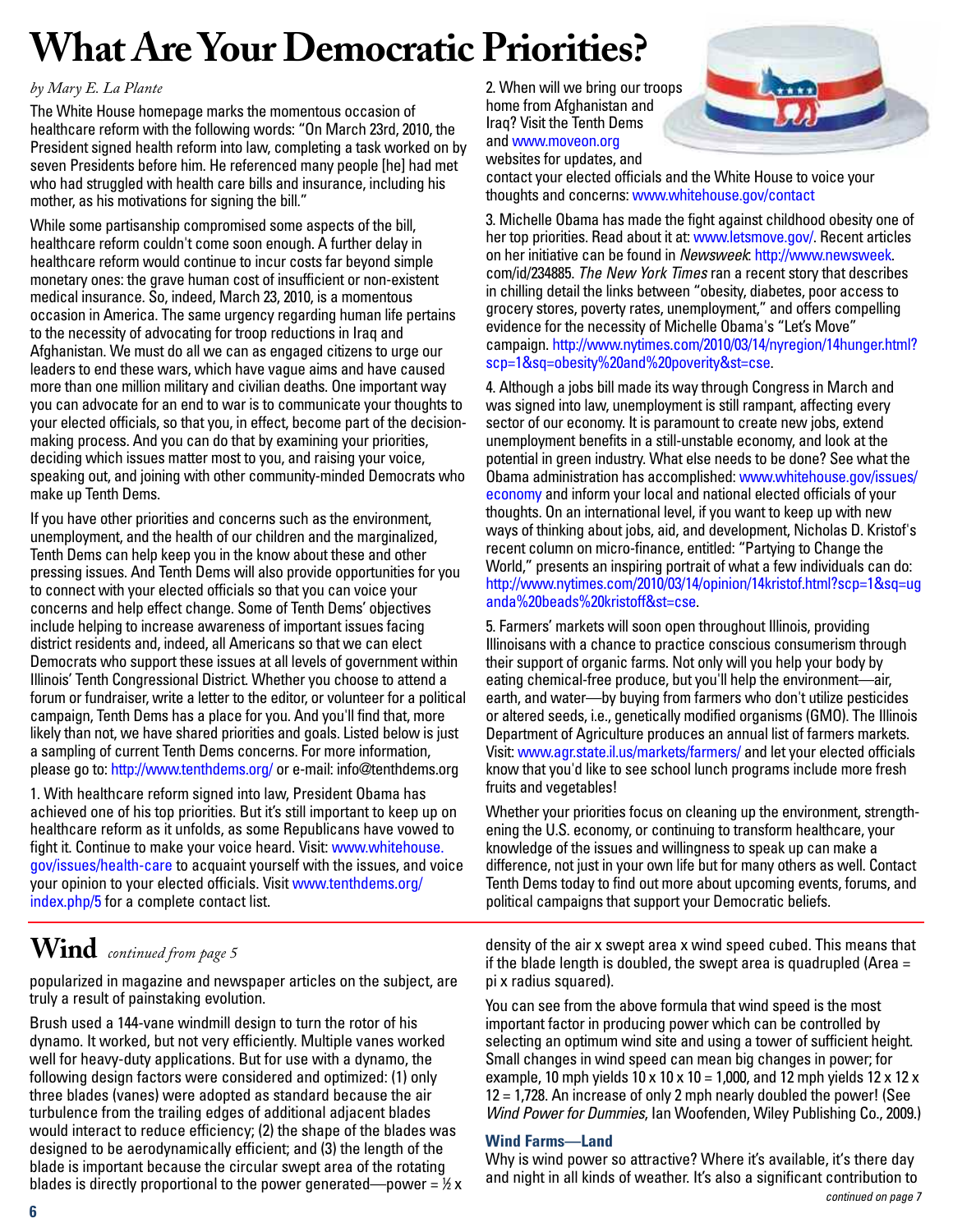# What Are Your Democratic Priorities?

*by Mary E. La Plante*

The White House homepage marks the momentous occasion of healthcare reform with the following words: "On March 23rd, 2010, the President signed health reform into law, completing a task worked on by seven Presidents before him. He referenced many people [he] had met who had struggled with health care bills and insurance, including his mother, as his motivations for signing the bill."

While some partisanship compromised some aspects of the bill, healthcare reform couldn't come soon enough. A further delay in healthcare reform would continue to incur costs far beyond simple monetary ones: the grave human cost of insufficient or non-existent medical insurance. So, indeed, March 23, 2010, is a momentous occasion in America. The same urgency regarding human life pertains to the necessity of advocating for troop reductions in Iraq and Afghanistan. We must do all we can as engaged citizens to urge our leaders to end these wars, which have vague aims and have caused more than one million military and civilian deaths. One important way you can advocate for an end to war is to communicate your thoughts to your elected officials, so that you, in effect, become part of the decision-making process. And you can do that by examining your priorities, deciding which issues matter most to you, and raising your voice, speaking out, and joining with other community-minded Democrats who make up Tenth Dems.

If you have other priorities and concerns such as the environment, unemployment, and the health of our children and the marginalized, Tenth Dems can help keep you in the know about these and other pressing issues. And Tenth Dems will also provide opportunities for you to connect with your elected officials so that you can voice your concerns and help effect change. Some of Tenth Dems' objectives include helping to increase awareness of important issues facing district residents and, indeed, all Americans so that we can elect Democrats who support these issues at all levels of government within Illinois' Tenth Congressional District. Whether you choose to attend a forum or fundraiser, write a letter to the editor, or volunteer for a political campaign, Tenth Dems has a place for you. And you'll find that, more likely than not, we have shared priorities and goals. Listed below is just a sampling of current Tenth Dems concerns. For more information, please go to: http://www.tenthdems.org/ or e-mail: info@tenthdems.org

1. With healthcare reform signed into law, President Obama has achieved one of his top priorities. But it's still important to keep up on healthcare reform as it unfolds, as some Republicans have vowed to fight it. Continue to make your voice heard. Visit: www.whitehouse.gov/issues/health-care to acquaint yourself with the issues, and voice your opinion to your elected officials. Visit www.tenthdems.org/index.php/5 for a complete contact list.

2. When will we bring our troops home from Afghanistan and Iraq? Visit the Tenth Dems and www.moveon.org websites for updates, and contact your elected officials and the White House to voice your thoughts and concerns: www.whitehouse.gov/contact

3. Michelle Obama has made the fight against childhood obesity one of her top priorities. Read about it at: www.letsmove.gov/. Recent articles on her initiative can be found in *Newsweek*: http://www.newsweek.com/id/234885. *The New York Times* ran a recent story that describes in chilling detail the links between "obesity, diabetes, poor access to grocery stores, poverty rates, unemployment," and offers compelling evidence for the necessity of Michelle Obama's "Let's Move" campaign. http://www.nytimes.com/2010/03/14/nyregion/14hunger.html?scp=1&sq=obesity%20and%20poverity&st=cse.

4. Although a jobs bill made its way through Congress in March and was signed into law, unemployment is still rampant, affecting every sector of our economy. It is paramount to create new jobs, extend unemployment benefits in a still-unstable economy, and look at the potential in green industry. What else needs to be done? See what the Obama administration has accomplished: www.whitehouse.gov/issues/economy and inform your local and national elected officials of your thoughts. On an international level, if you want to keep up with new ways of thinking about jobs, aid, and development, Nicholas D. Kristof's recent column on micro-finance, entitled: "Partying to Change the World," presents an inspiring portrait of what a few individuals can do: http://www.nytimes.com/2010/03/14/opinion/14kristof.html?scp=1&sq=uganda%20beads%20kristoff&st=cse.

5. Farmers' markets will soon open throughout Illinois, providing Illinoisans with a chance to practice conscious consumerism through their support of organic farms. Not only will you help your body by eating chemical-free produce, but you'll help the environment—air, earth, and water—by buying from farmers who don't utilize pesticides or altered seeds, i.e., genetically modified organisms (GMO). The Illinois Department of Agriculture produces an annual list of farmers markets. Visit: www.agr.state.il.us/markets/farmers/ and let your elected officials know that you'd like to see school lunch programs include more fresh fruits and vegetables!

Whether your priorities focus on cleaning up the environment, strengthening the U.S. economy, or continuing to transform healthcare, your knowledge of the issues and willingness to speak up can make a difference, not just in your own life but for many others as well. Contact Tenth Dems today to find out more about upcoming events, forums, and political campaigns that support your Democratic beliefs.

# Wind *continued from page 5*

popularized in magazine and newspaper articles on the subject, are truly a result of painstaking evolution.

Brush used a 144-vane windmill design to turn the rotor of his dynamo. It worked, but not very efficiently. Multiple vanes worked well for heavy-duty applications. But for use with a dynamo, the following design factors were considered and optimized: (1) only three blades (vanes) were adopted as standard because the air turbulence from the trailing edges of additional adjacent blades would interact to reduce efficiency; (2) the shape of the blades was designed to be aerodynamically efficient; and (3) the length of the blade is important because the circular swept area of the rotating blades is directly proportional to the power generated—power = ½ x density of the air x swept area x wind speed cubed. This means that if the blade length is doubled, the swept area is quadrupled (Area = pi x radius squared).

You can see from the above formula that wind speed is the most important factor in producing power which can be controlled by selecting an optimum wind site and using a tower of sufficient height. Small changes in wind speed can mean big changes in power; for example, 10 mph yields 10 x 10 x 10 = 1,000, and 12 mph yields 12 x 12 x 12 = 1,728. An increase of only 2 mph nearly doubled the power! (See *Wind Power for Dummies*, Ian Woofenden, Wiley Publishing Co., 2009.)

### Wind Farms—Land

Why is wind power so attractive? Where it's available, it's there day and night in all kinds of weather. It's also a significant contribution to

*continued on page 7*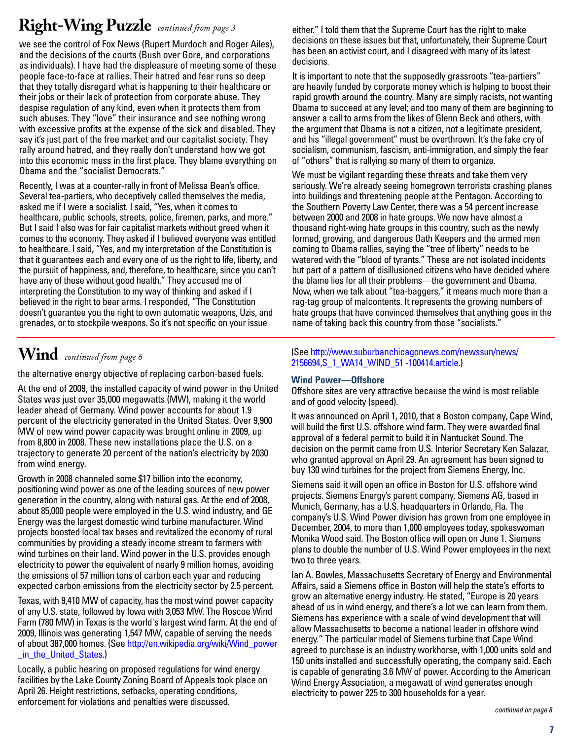# Right-Wing Puzzle *continued from page 3*

we see the control of Fox News (Rupert Murdoch and Roger Ailes), and the decisions of the courts (Bush over Gore, and corporations as individuals). I have had the displeasure of meeting some of these people face-to-face at rallies. Their hatred and fear runs so deep that they totally disregard what is happening to their healthcare or their jobs or their lack of protection from corporate abuse. They despise regulation of any kind, even when it protects them from such abuses. They "love" their insurance and see nothing wrong with excessive profits at the expense of the sick and disabled. They say it's just part of the free market and our capitalist society. They rally around hatred, and they really don't understand how we got into this economic mess in the first place. They blame everything on Obama and the "socialist Democrats."

Recently, I was at a counter-rally in front of Melissa Bean's office. Several tea-partiers, who deceptively called themselves the media, asked me if I were a socialist. I said, "Yes, when it comes to healthcare, public schools, streets, police, firemen, parks, and more." But I said I also was for fair capitalist markets without greed when it comes to the economy. They asked if I believed everyone was entitled to healthcare. I said, "Yes, and my interpretation of the Constitution is that it guarantees each and every one of us the right to life, liberty, and the pursuit of happiness, and, therefore, to healthcare, since you can't have any of these without good health." They accused me of interpreting the Constitution to my way of thinking and asked if I believed in the right to bear arms. I responded, "The Constitution doesn't guarantee you the right to own automatic weapons, Uzis, and grenades, or to stockpile weapons. So it's not specific on your issue either." I told them that the Supreme Court has the right to make decisions on these issues but that, unfortunately, their Supreme Court has been an activist court, and I disagreed with many of its latest decisions.

It is important to note that the supposedly grassroots "tea-partiers" are heavily funded by corporate money which is helping to boost their rapid growth around the country. Many are simply racists, not wanting Obama to succeed at any level; and too many of them are beginning to answer a call to arms from the likes of Glenn Beck and others, with the argument that Obama is not a citizen, not a legitimate president, and his "illegal government" must be overthrown. It's the fake cry of socialism, communism, fascism, anti-immigration, and simply the fear of "others" that is rallying so many of them to organize.

We must be vigilant regarding these threats and take them very seriously. We're already seeing homegrown terrorists crashing planes into buildings and threatening people at the Pentagon. According to the Southern Poverty Law Center, there was a 54 percent increase between 2000 and 2008 in hate groups. We now have almost a thousand right-wing hate groups in this country, such as the newly formed, growing, and dangerous Oath Keepers and the armed men coming to Obama rallies, saying the "tree of liberty" needs to be watered with the "blood of tyrants." These are not isolated incidents but part of a pattern of disillusioned citizens who have decided where the blame lies for all their problems—the government and Obama. Now, when we talk about "tea-baggers," it means much more than a rag-tag group of malcontents. It represents the growing numbers of hate groups that have convinced themselves that anything goes in the name of taking back this country from those "socialists."

# Wind *continued from page 6*

the alternative energy objective of replacing carbon-based fuels.

At the end of 2009, the installed capacity of wind power in the United States was just over 35,000 megawatts (MW), making it the world leader ahead of Germany. Wind power accounts for about 1.9 percent of the electricity generated in the United States. Over 9,900 MW of new wind power capacity was brought online in 2009, up from 8,800 in 2008. These new installations place the U.S. on a trajectory to generate 20 percent of the nation's electricity by 2030 from wind energy.

Growth in 2008 channeled some $17 billion into the economy, positioning wind power as one of the leading sources of new power generation in the country, along with natural gas. At the end of 2008, about 85,000 people were employed in the U.S. wind industry, and GE Energy was the largest domestic wind turbine manufacturer. Wind projects boosted local tax bases and revitalized the economy of rural communities by providing a steady income stream to farmers with wind turbines on their land. Wind power in the U.S. provides enough electricity to power the equivalent of nearly 9 million homes, avoiding the emissions of 57 million tons of carbon each year and reducing expected carbon emissions from the electricity sector by 2.5 percent.

Texas, with 9,410 MW of capacity, has the most wind power capacity of any U.S. state, followed by Iowa with 3,053 MW. The Roscoe Wind Farm (780 MW) in Texas is the world's largest wind farm. At the end of 2009, Illinois was generating 1,547 MW, capable of serving the needs of about 387,000 homes. (See http://en.wikipedia.org/wiki/Wind_power_in_the_United_States.)

Locally, a public hearing on proposed regulations for wind energy facilities by the Lake County Zoning Board of Appeals took place on April 26. Height restrictions, setbacks, operating conditions, enforcement for violations and penalties were discussed.

(See http://www.suburbanchicagonews.com/newssun/news/2156694,S_1_WA14_WIND_51 -100414.article.)

### Wind Power—Offshore

Offshore sites are very attractive because the wind is most reliable and of good velocity (speed).

It was announced on April 1, 2010, that a Boston company, Cape Wind, will build the first U.S. offshore wind farm. They were awarded final approval of a federal permit to build it in Nantucket Sound. The decision on the permit came from U.S. Interior Secretary Ken Salazar, who granted approval on April 29. An agreement has been signed to buy 130 wind turbines for the project from Siemens Energy, Inc.

Siemens said it will open an office in Boston for U.S. offshore wind projects. Siemens Energy's parent company, Siemens AG, based in Munich, Germany, has a U.S. headquarters in Orlando, Fla. The company's U.S. Wind Power division has grown from one employee in December, 2004, to more than 1,000 employees today, spokeswoman Monika Wood said. The Boston office will open on June 1. Siemens plans to double the number of U.S. Wind Power employees in the next two to three years.

Ian A. Bowles, Massachusetts Secretary of Energy and Environmental Affairs, said a Siemens office in Boston will help the state's efforts to grow an alternative energy industry. He stated, "Europe is 20 years ahead of us in wind energy, and there's a lot we can learn from them. Siemens has experience with a scale of wind development that will allow Massachusetts to become a national leader in offshore wind energy." The particular model of Siemens turbine that Cape Wind agreed to purchase is an industry workhorse, with 1,000 units sold and 150 units installed and successfully operating, the company said. Each is capable of generating 3.6 MW of power. According to the American Wind Energy Association, a megawatt of wind generates enough electricity to power 225 to 300 households for a year.

*continued on page 8*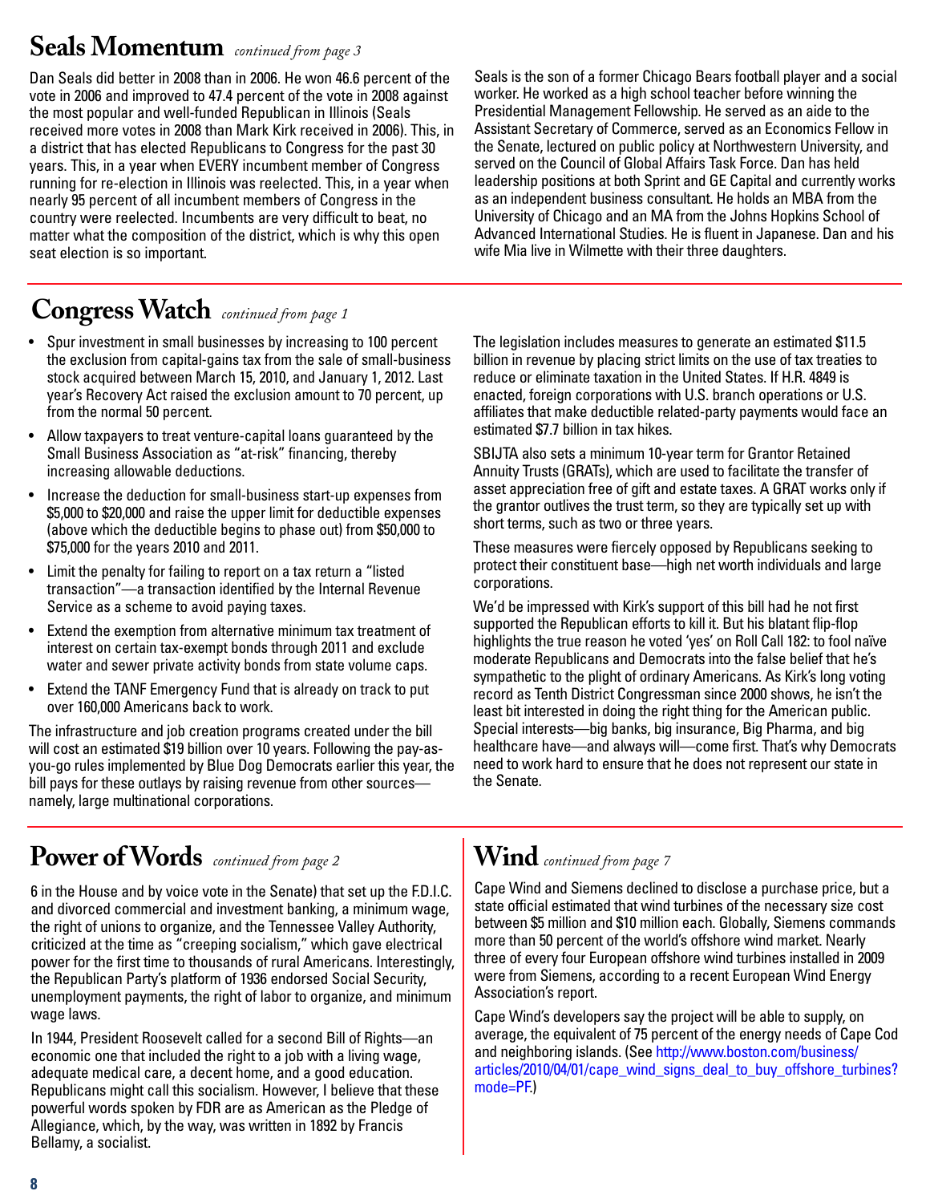## Seals Momentum *continued from page 3*

Dan Seals did better in 2008 than in 2006. He won 46.6 percent of the vote in 2006 and improved to 47.4 percent of the vote in 2008 against the most popular and well-funded Republican in Illinois (Seals received more votes in 2008 than Mark Kirk received in 2006). This, in a district that has elected Republicans to Congress for the past 30 years. This, in a year when EVERY incumbent member of Congress running for re-election in Illinois was reelected. This, in a year when nearly 95 percent of all incumbent members of Congress in the country were reelected. Incumbents are very difficult to beat, no matter what the composition of the district, which is why this open seat election is so important.

Seals is the son of a former Chicago Bears football player and a social worker. He worked as a high school teacher before winning the Presidential Management Fellowship. He served as an aide to the Assistant Secretary of Commerce, served as an Economics Fellow in the Senate, lectured on public policy at Northwestern University, and served on the Council of Global Affairs Task Force. Dan has held leadership positions at both Sprint and GE Capital and currently works as an independent business consultant. He holds an MBA from the University of Chicago and an MA from the Johns Hopkins School of Advanced International Studies. He is fluent in Japanese. Dan and his wife Mia live in Wilmette with their three daughters.

## Congress Watch *continued from page 1*

- Spur investment in small businesses by increasing to 100 percent the exclusion from capital-gains tax from the sale of small-business stock acquired between March 15, 2010, and January 1, 2012. Last year's Recovery Act raised the exclusion amount to 70 percent, up from the normal 50 percent.
- Allow taxpayers to treat venture-capital loans guaranteed by the Small Business Association as "at-risk" financing, thereby increasing allowable deductions.
- Increase the deduction for small-business start-up expenses from $5,000 to $20,000 and raise the upper limit for deductible expenses (above which the deductible begins to phase out) from $50,000 to $75,000 for the years 2010 and 2011.
- Limit the penalty for failing to report on a tax return a "listed transaction"—a transaction identified by the Internal Revenue Service as a scheme to avoid paying taxes.
- Extend the exemption from alternative minimum tax treatment of interest on certain tax-exempt bonds through 2011 and exclude water and sewer private activity bonds from state volume caps.
- Extend the TANF Emergency Fund that is already on track to put over 160,000 Americans back to work.

The infrastructure and job creation programs created under the bill will cost an estimated $19 billion over 10 years. Following the pay-as-you-go rules implemented by Blue Dog Democrats earlier this year, the bill pays for these outlays by raising revenue from other sources—namely, large multinational corporations.

The legislation includes measures to generate an estimated $11.5 billion in revenue by placing strict limits on the use of tax treaties to reduce or eliminate taxation in the United States. If H.R. 4849 is enacted, foreign corporations with U.S. branch operations or U.S. affiliates that make deductible related-party payments would face an estimated $7.7 billion in tax hikes.

SBIJTA also sets a minimum 10-year term for Grantor Retained Annuity Trusts (GRATs), which are used to facilitate the transfer of asset appreciation free of gift and estate taxes. A GRAT works only if the grantor outlives the trust term, so they are typically set up with short terms, such as two or three years.

These measures were fiercely opposed by Republicans seeking to protect their constituent base—high net worth individuals and large corporations.

We'd be impressed with Kirk's support of this bill had he not first supported the Republican efforts to kill it. But his blatant flip-flop highlights the true reason he voted 'yes' on Roll Call 182: to fool naïve moderate Republicans and Democrats into the false belief that he's sympathetic to the plight of ordinary Americans. As Kirk's long voting record as Tenth District Congressman since 2000 shows, he isn't the least bit interested in doing the right thing for the American public. Special interests—big banks, big insurance, Big Pharma, and big healthcare have—and always will—come first. That's why Democrats need to work hard to ensure that he does not represent our state in the Senate.

## Power of Words *continued from page 2*

6 in the House and by voice vote in the Senate) that set up the F.D.I.C. and divorced commercial and investment banking, a minimum wage, the right of unions to organize, and the Tennessee Valley Authority, criticized at the time as "creeping socialism," which gave electrical power for the first time to thousands of rural Americans. Interestingly, the Republican Party's platform of 1936 endorsed Social Security, unemployment payments, the right of labor to organize, and minimum wage laws.

In 1944, President Roosevelt called for a second Bill of Rights—an economic one that included the right to a job with a living wage, adequate medical care, a decent home, and a good education. Republicans might call this socialism. However, I believe that these powerful words spoken by FDR are as American as the Pledge of Allegiance, which, by the way, was written in 1892 by Francis Bellamy, a socialist.

## Wind *continued from page 7*

Cape Wind and Siemens declined to disclose a purchase price, but a state official estimated that wind turbines of the necessary size cost between $5 million and $10 million each. Globally, Siemens commands more than 50 percent of the world's offshore wind market. Nearly three of every four European offshore wind turbines installed in 2009 were from Siemens, according to a recent European Wind Energy Association's report.

Cape Wind's developers say the project will be able to supply, on average, the equivalent of 75 percent of the energy needs of Cape Cod and neighboring islands. (See http://www.boston.com/business/articles/2010/04/01/cape_wind_signs_deal_to_buy_offshore_turbines?mode=PF.)